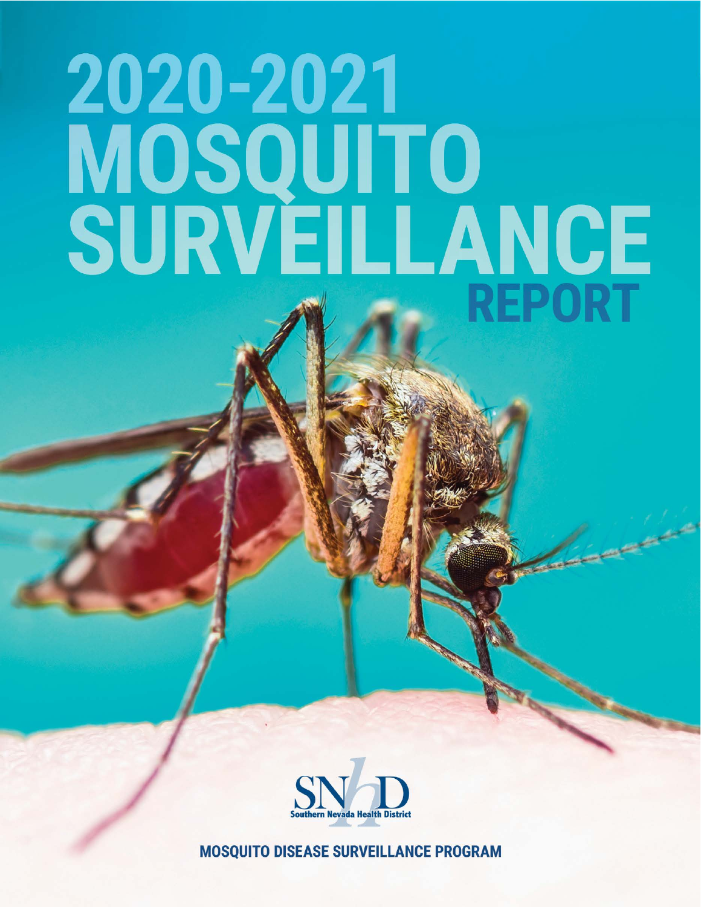# 2020-2021 MOSQUITO SURVEILLANCE REPORT

SNHD
Southern Nevada Health District

**MOSQUITO DISEASE SURVEILLANCE PROGRAM**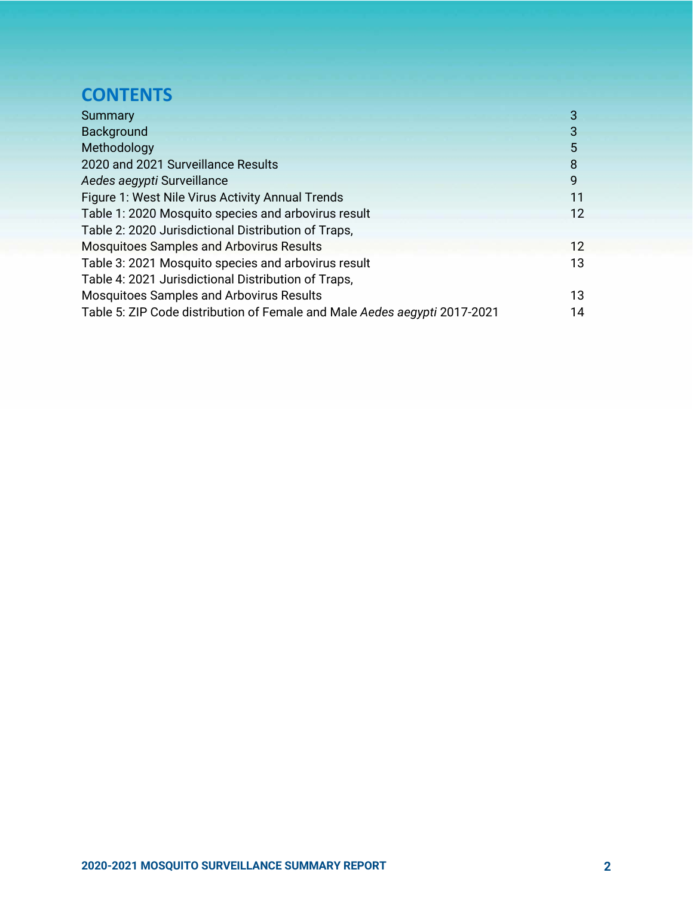# CONTENTS

| | |
|---|---|
| Summary | 3 |
| Background | 3 |
| Methodology | 5 |
| 2020 and 2021 Surveillance Results | 8 |
| *Aedes aegypti* Surveillance | 9 |
| Figure 1: West Nile Virus Activity Annual Trends | 11 |
| Table 1: 2020 Mosquito species and arbovirus result | 12 |
| Table 2: 2020 Jurisdictional Distribution of Traps, Mosquitoes Samples and Arbovirus Results | 12 |
| Table 3: 2021 Mosquito species and arbovirus result | 13 |
| Table 4: 2021 Jurisdictional Distribution of Traps, Mosquitoes Samples and Arbovirus Results | 13 |
| Table 5: ZIP Code distribution of Female and Male *Aedes aegypti* 2017-2021 | 14 |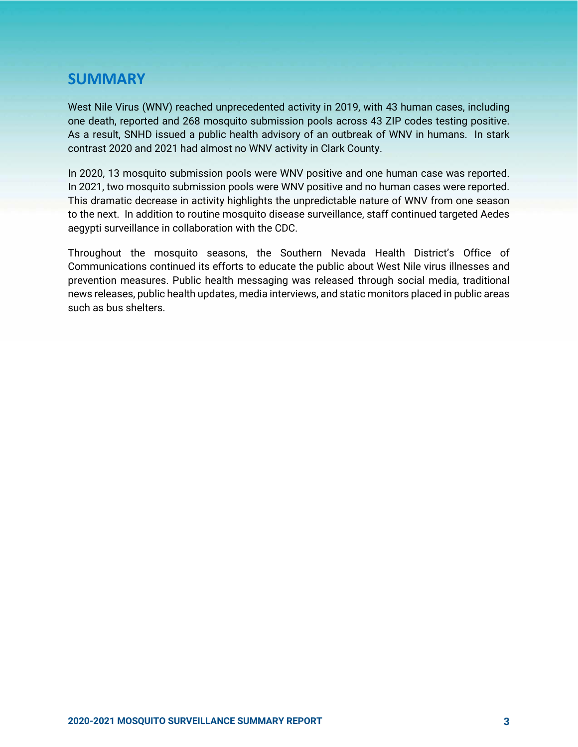## SUMMARY

West Nile Virus (WNV) reached unprecedented activity in 2019, with 43 human cases, including one death, reported and 268 mosquito submission pools across 43 ZIP codes testing positive. As a result, SNHD issued a public health advisory of an outbreak of WNV in humans. In stark contrast 2020 and 2021 had almost no WNV activity in Clark County.

In 2020, 13 mosquito submission pools were WNV positive and one human case was reported. In 2021, two mosquito submission pools were WNV positive and no human cases were reported. This dramatic decrease in activity highlights the unpredictable nature of WNV from one season to the next. In addition to routine mosquito disease surveillance, staff continued targeted Aedes aegypti surveillance in collaboration with the CDC.

Throughout the mosquito seasons, the Southern Nevada Health District's Office of Communications continued its efforts to educate the public about West Nile virus illnesses and prevention measures. Public health messaging was released through social media, traditional news releases, public health updates, media interviews, and static monitors placed in public areas such as bus shelters.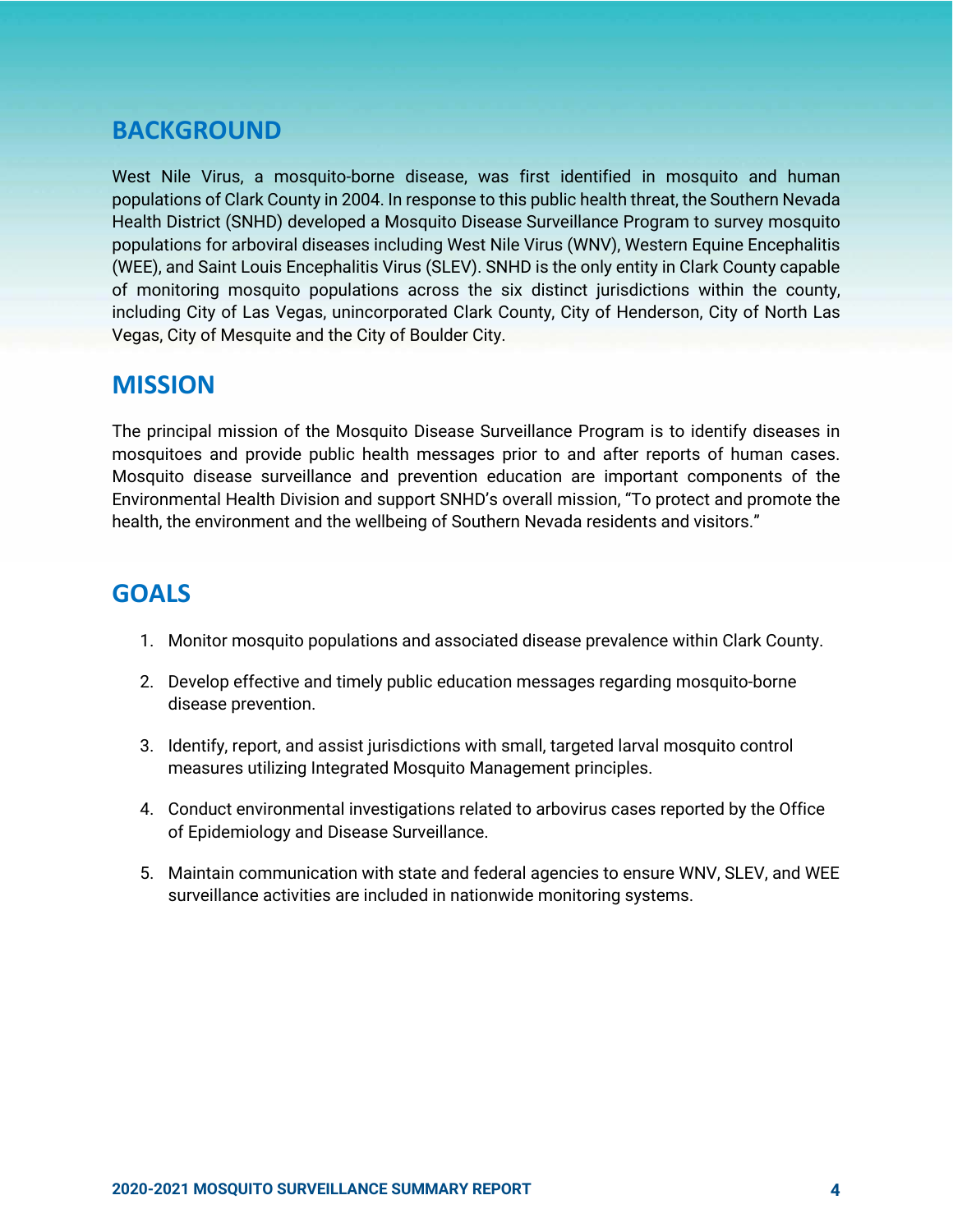## BACKGROUND

West Nile Virus, a mosquito-borne disease, was first identified in mosquito and human populations of Clark County in 2004. In response to this public health threat, the Southern Nevada Health District (SNHD) developed a Mosquito Disease Surveillance Program to survey mosquito populations for arboviral diseases including West Nile Virus (WNV), Western Equine Encephalitis (WEE), and Saint Louis Encephalitis Virus (SLEV). SNHD is the only entity in Clark County capable of monitoring mosquito populations across the six distinct jurisdictions within the county, including City of Las Vegas, unincorporated Clark County, City of Henderson, City of North Las Vegas, City of Mesquite and the City of Boulder City.

## MISSION

The principal mission of the Mosquito Disease Surveillance Program is to identify diseases in mosquitoes and provide public health messages prior to and after reports of human cases. Mosquito disease surveillance and prevention education are important components of the Environmental Health Division and support SNHD's overall mission, "To protect and promote the health, the environment and the wellbeing of Southern Nevada residents and visitors."

## GOALS

1. Monitor mosquito populations and associated disease prevalence within Clark County.
2. Develop effective and timely public education messages regarding mosquito-borne disease prevention.
3. Identify, report, and assist jurisdictions with small, targeted larval mosquito control measures utilizing Integrated Mosquito Management principles.
4. Conduct environmental investigations related to arbovirus cases reported by the Office of Epidemiology and Disease Surveillance.
5. Maintain communication with state and federal agencies to ensure WNV, SLEV, and WEE surveillance activities are included in nationwide monitoring systems.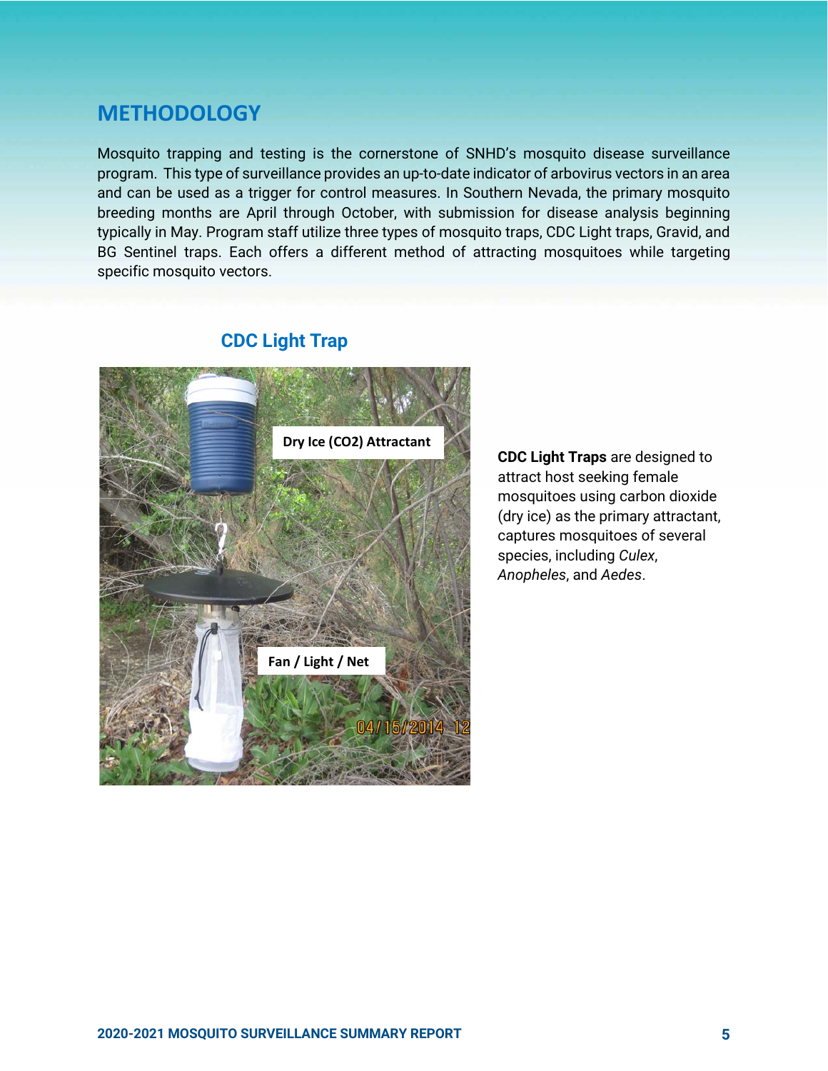## METHODOLOGY

Mosquito trapping and testing is the cornerstone of SNHD's mosquito disease surveillance program. This type of surveillance provides an up-to-date indicator of arbovirus vectors in an area and can be used as a trigger for control measures. In Southern Nevada, the primary mosquito breeding months are April through October, with submission for disease analysis beginning typically in May. Program staff utilize three types of mosquito traps, CDC Light traps, Gravid, and BG Sentinel traps. Each offers a different method of attracting mosquitoes while targeting specific mosquito vectors.

### CDC Light Trap

Dry Ice ($CO_2$) Attractant

Fan / Light / Net

**CDC Light Traps** are designed to attract host seeking female mosquitoes using carbon dioxide (dry ice) as the primary attractant, captures mosquitoes of several species, including *Culex*, *Anopheles*, and *Aedes*.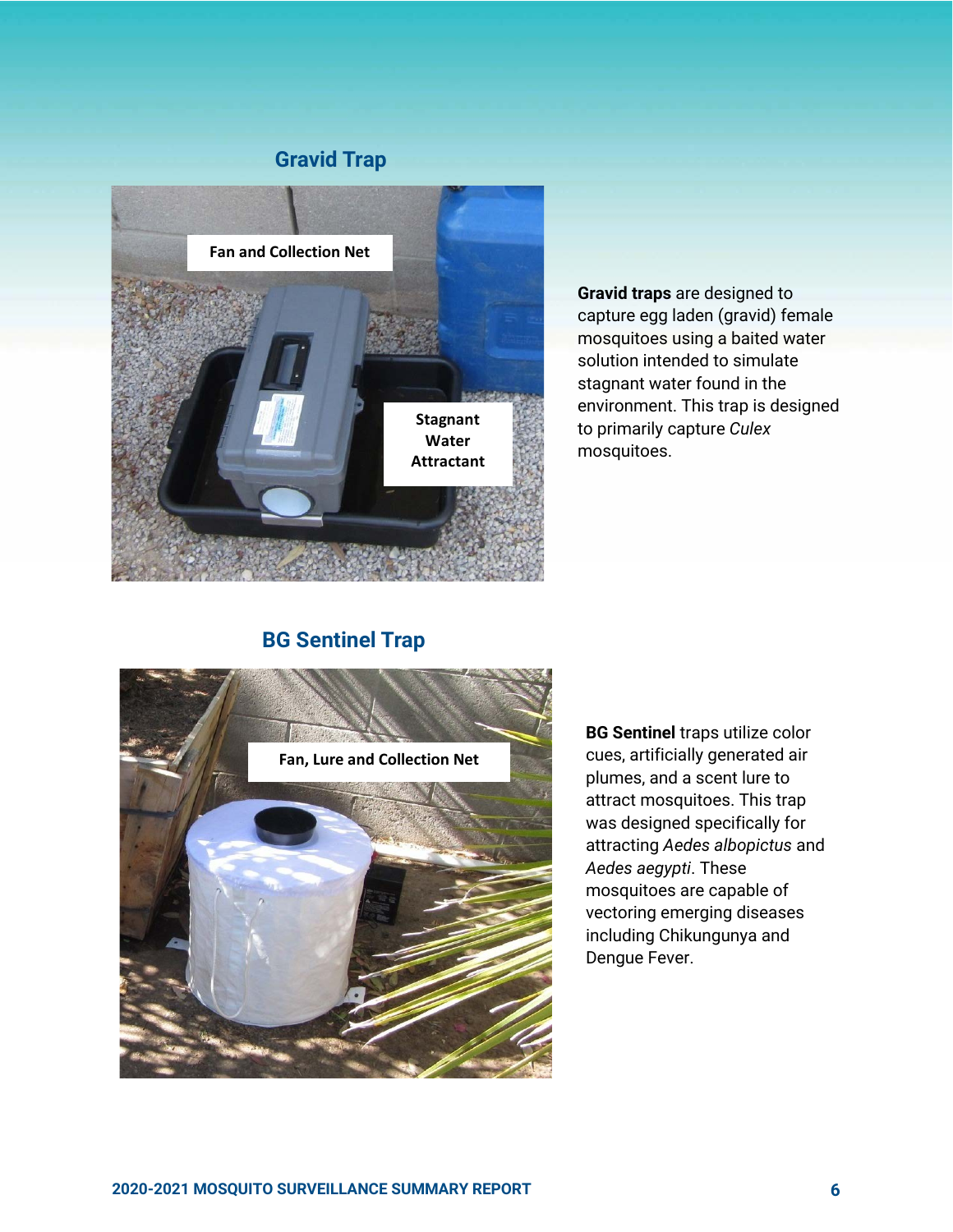## Gravid Trap

Fan and Collection Net

Stagnant Water Attractant

**Gravid traps** are designed to capture egg laden (gravid) female mosquitoes using a baited water solution intended to simulate stagnant water found in the environment. This trap is designed to primarily capture *Culex* mosquitoes.

## BG Sentinel Trap

Fan, Lure and Collection Net

**BG Sentinel** traps utilize color cues, artificially generated air plumes, and a scent lure to attract mosquitoes. This trap was designed specifically for attracting *Aedes albopictus* and *Aedes aegypti*. These mosquitoes are capable of vectoring emerging diseases including Chikungunya and Dengue Fever.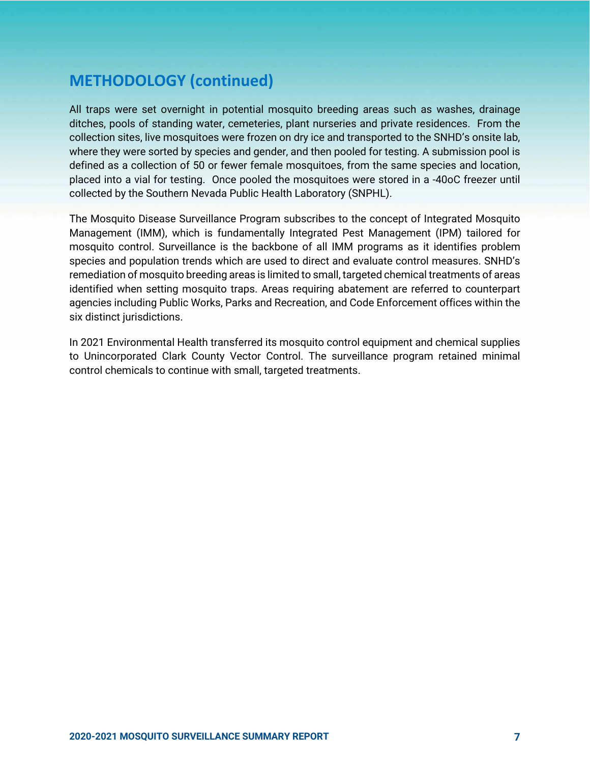## METHODOLOGY (continued)

All traps were set overnight in potential mosquito breeding areas such as washes, drainage ditches, pools of standing water, cemeteries, plant nurseries and private residences. From the collection sites, live mosquitoes were frozen on dry ice and transported to the SNHD's onsite lab, where they were sorted by species and gender, and then pooled for testing. A submission pool is defined as a collection of 50 or fewer female mosquitoes, from the same species and location, placed into a vial for testing. Once pooled the mosquitoes were stored in a -40oC freezer until collected by the Southern Nevada Public Health Laboratory (SNPHL).

The Mosquito Disease Surveillance Program subscribes to the concept of Integrated Mosquito Management (IMM), which is fundamentally Integrated Pest Management (IPM) tailored for mosquito control. Surveillance is the backbone of all IMM programs as it identifies problem species and population trends which are used to direct and evaluate control measures. SNHD's remediation of mosquito breeding areas is limited to small, targeted chemical treatments of areas identified when setting mosquito traps. Areas requiring abatement are referred to counterpart agencies including Public Works, Parks and Recreation, and Code Enforcement offices within the six distinct jurisdictions.

In 2021 Environmental Health transferred its mosquito control equipment and chemical supplies to Unincorporated Clark County Vector Control. The surveillance program retained minimal control chemicals to continue with small, targeted treatments.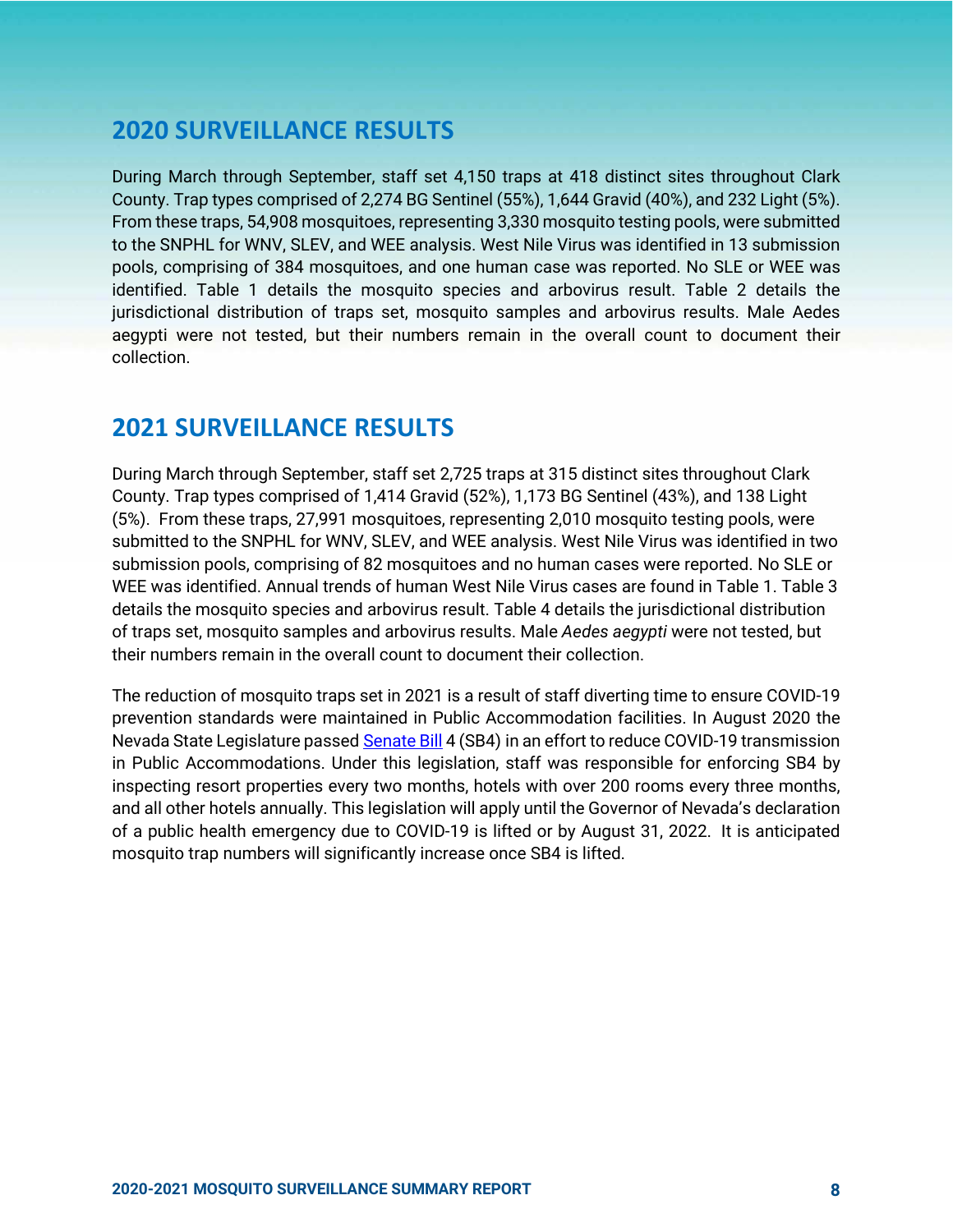## 2020 SURVEILLANCE RESULTS

During March through September, staff set 4,150 traps at 418 distinct sites throughout Clark County. Trap types comprised of 2,274 BG Sentinel (55%), 1,644 Gravid (40%), and 232 Light (5%). From these traps, 54,908 mosquitoes, representing 3,330 mosquito testing pools, were submitted to the SNPHL for WNV, SLEV, and WEE analysis. West Nile Virus was identified in 13 submission pools, comprising of 384 mosquitoes, and one human case was reported. No SLE or WEE was identified. Table 1 details the mosquito species and arbovirus result. Table 2 details the jurisdictional distribution of traps set, mosquito samples and arbovirus results. Male Aedes aegypti were not tested, but their numbers remain in the overall count to document their collection.

## 2021 SURVEILLANCE RESULTS

During March through September, staff set 2,725 traps at 315 distinct sites throughout Clark County. Trap types comprised of 1,414 Gravid (52%), 1,173 BG Sentinel (43%), and 138 Light (5%). From these traps, 27,991 mosquitoes, representing 2,010 mosquito testing pools, were submitted to the SNPHL for WNV, SLEV, and WEE analysis. West Nile Virus was identified in two submission pools, comprising of 82 mosquitoes and no human cases were reported. No SLE or WEE was identified. Annual trends of human West Nile Virus cases are found in Table 1. Table 3 details the mosquito species and arbovirus result. Table 4 details the jurisdictional distribution of traps set, mosquito samples and arbovirus results. Male *Aedes aegypti* were not tested, but their numbers remain in the overall count to document their collection.

The reduction of mosquito traps set in 2021 is a result of staff diverting time to ensure COVID-19 prevention standards were maintained in Public Accommodation facilities. In August 2020 the Nevada State Legislature passed Senate Bill 4 (SB4) in an effort to reduce COVID-19 transmission in Public Accommodations. Under this legislation, staff was responsible for enforcing SB4 by inspecting resort properties every two months, hotels with over 200 rooms every three months, and all other hotels annually. This legislation will apply until the Governor of Nevada's declaration of a public health emergency due to COVID-19 is lifted or by August 31, 2022. It is anticipated mosquito trap numbers will significantly increase once SB4 is lifted.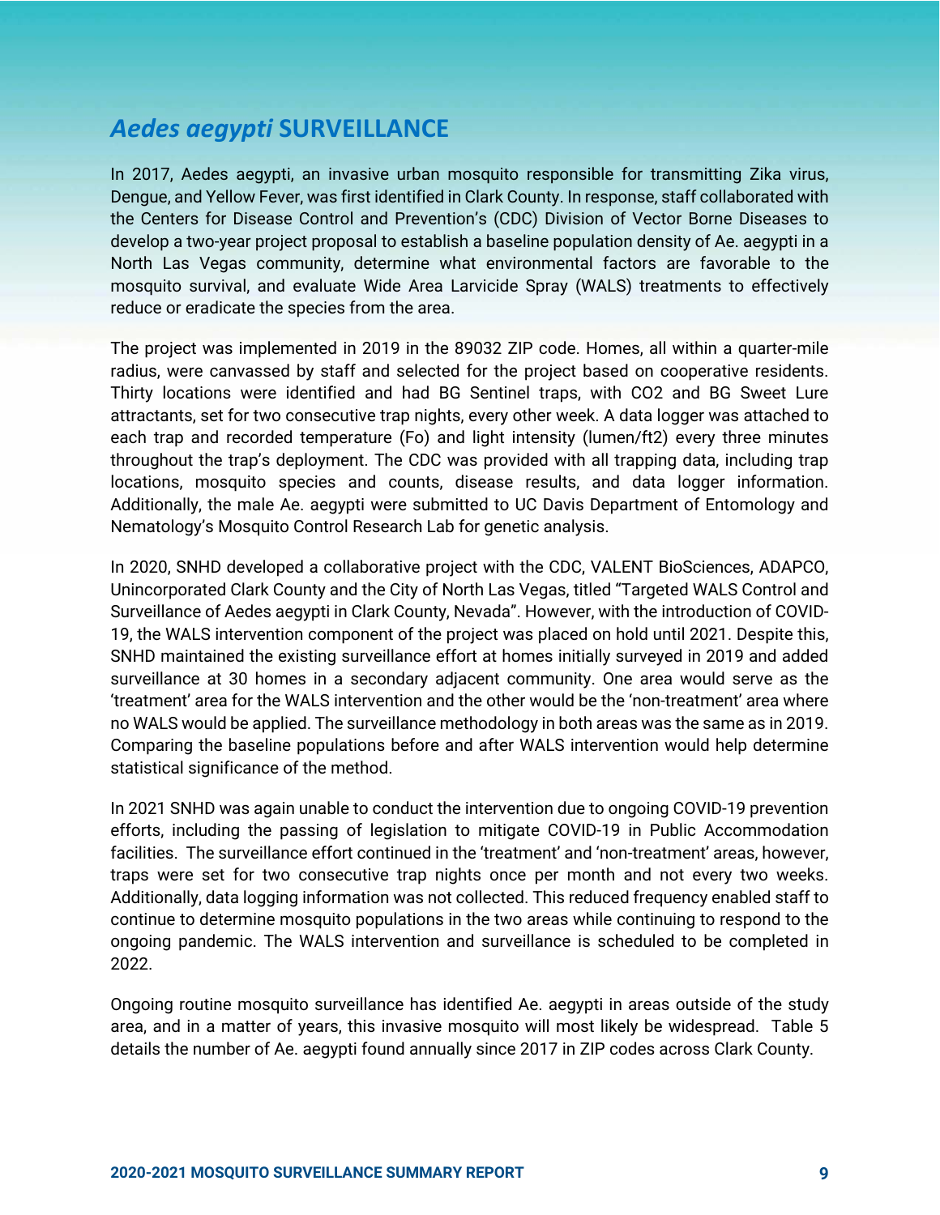## *Aedes aegypti* SURVEILLANCE

In 2017, Aedes aegypti, an invasive urban mosquito responsible for transmitting Zika virus, Dengue, and Yellow Fever, was first identified in Clark County. In response, staff collaborated with the Centers for Disease Control and Prevention's (CDC) Division of Vector Borne Diseases to develop a two-year project proposal to establish a baseline population density of Ae. aegypti in a North Las Vegas community, determine what environmental factors are favorable to the mosquito survival, and evaluate Wide Area Larvicide Spray (WALS) treatments to effectively reduce or eradicate the species from the area.

The project was implemented in 2019 in the 89032 ZIP code. Homes, all within a quarter-mile radius, were canvassed by staff and selected for the project based on cooperative residents. Thirty locations were identified and had BG Sentinel traps, with CO2 and BG Sweet Lure attractants, set for two consecutive trap nights, every other week. A data logger was attached to each trap and recorded temperature (Fo) and light intensity (lumen/ft2) every three minutes throughout the trap's deployment. The CDC was provided with all trapping data, including trap locations, mosquito species and counts, disease results, and data logger information. Additionally, the male Ae. aegypti were submitted to UC Davis Department of Entomology and Nematology's Mosquito Control Research Lab for genetic analysis.

In 2020, SNHD developed a collaborative project with the CDC, VALENT BioSciences, ADAPCO, Unincorporated Clark County and the City of North Las Vegas, titled "Targeted WALS Control and Surveillance of Aedes aegypti in Clark County, Nevada". However, with the introduction of COVID-19, the WALS intervention component of the project was placed on hold until 2021. Despite this, SNHD maintained the existing surveillance effort at homes initially surveyed in 2019 and added surveillance at 30 homes in a secondary adjacent community. One area would serve as the 'treatment' area for the WALS intervention and the other would be the 'non-treatment' area where no WALS would be applied. The surveillance methodology in both areas was the same as in 2019. Comparing the baseline populations before and after WALS intervention would help determine statistical significance of the method.

In 2021 SNHD was again unable to conduct the intervention due to ongoing COVID-19 prevention efforts, including the passing of legislation to mitigate COVID-19 in Public Accommodation facilities. The surveillance effort continued in the 'treatment' and 'non-treatment' areas, however, traps were set for two consecutive trap nights once per month and not every two weeks. Additionally, data logging information was not collected. This reduced frequency enabled staff to continue to determine mosquito populations in the two areas while continuing to respond to the ongoing pandemic. The WALS intervention and surveillance is scheduled to be completed in 2022.

Ongoing routine mosquito surveillance has identified Ae. aegypti in areas outside of the study area, and in a matter of years, this invasive mosquito will most likely be widespread. Table 5 details the number of Ae. aegypti found annually since 2017 in ZIP codes across Clark County.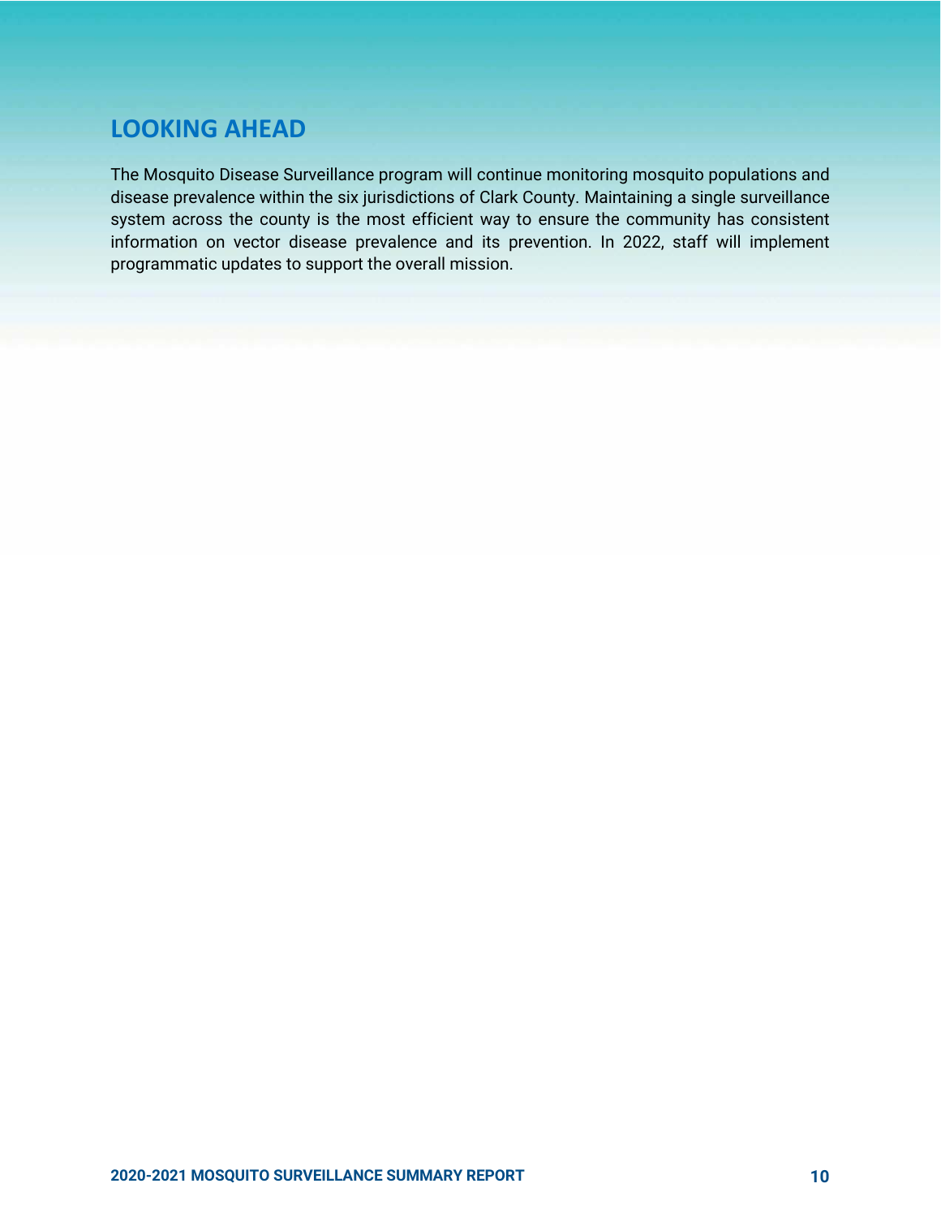## LOOKING AHEAD

The Mosquito Disease Surveillance program will continue monitoring mosquito populations and disease prevalence within the six jurisdictions of Clark County. Maintaining a single surveillance system across the county is the most efficient way to ensure the community has consistent information on vector disease prevalence and its prevention. In 2022, staff will implement programmatic updates to support the overall mission.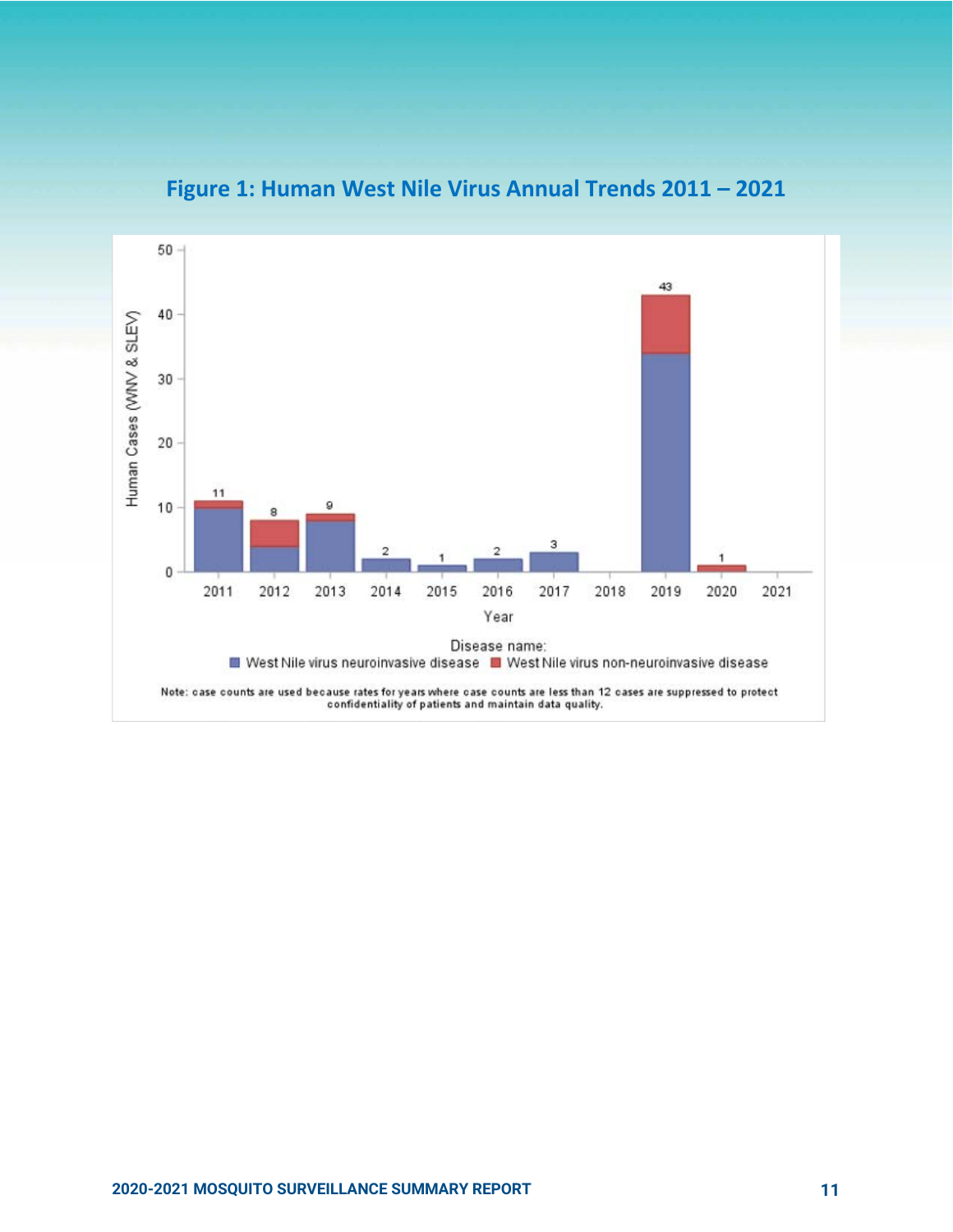## Figure 1: Human West Nile Virus Annual Trends 2011 – 2021

Note: case counts are used because rates for years where case counts are less than 12 cases are suppressed to protect confidentiality of patients and maintain data quality.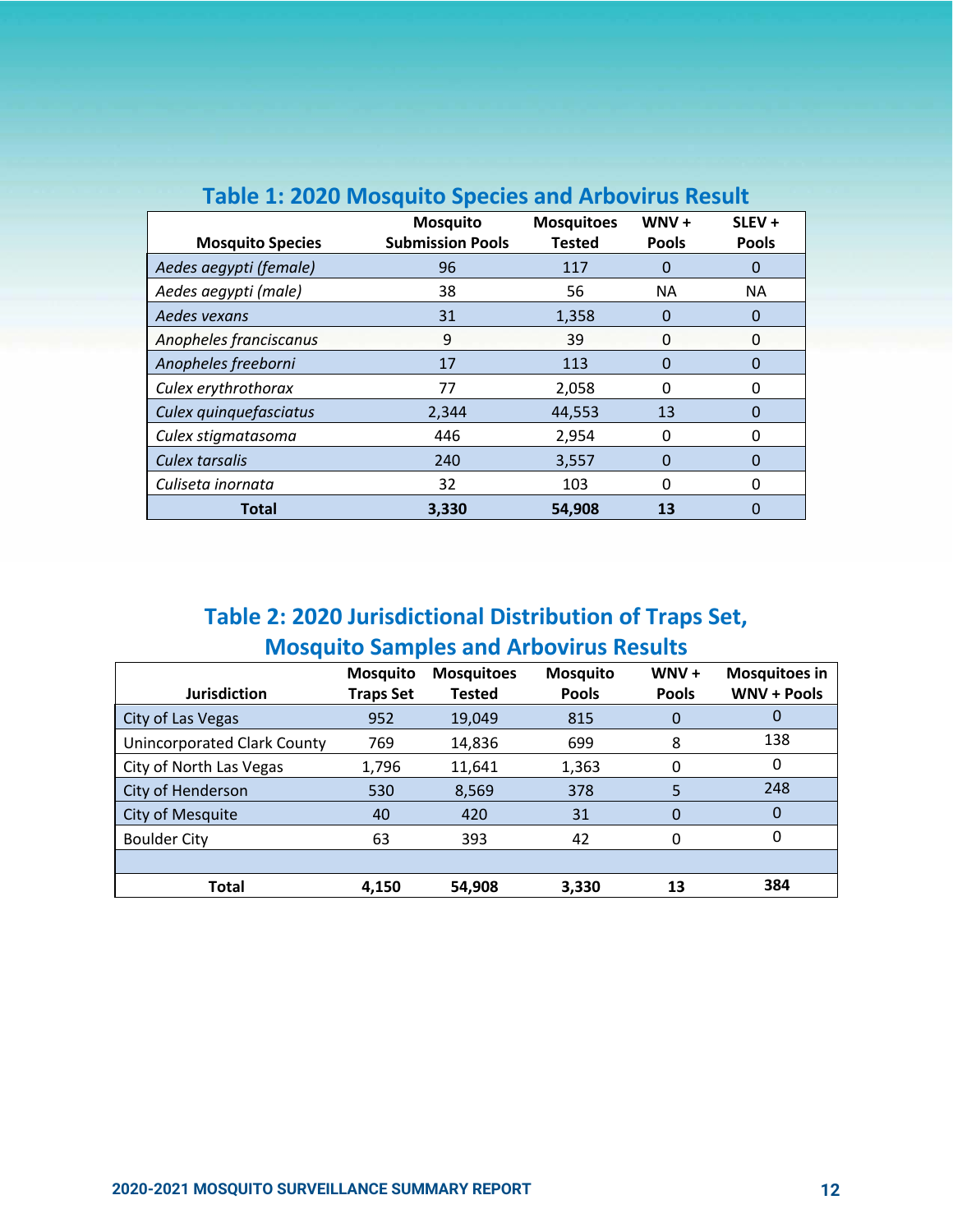## Table 1: 2020 Mosquito Species and Arbovirus Result

| Mosquito Species | Mosquito Submission Pools | Mosquitoes Tested | WNV + Pools | SLEV + Pools |
|---|---|---|---|---|
| *Aedes aegypti (female)* | 96 | 117 | 0 | 0 |
| *Aedes aegypti (male)* | 38 | 56 | NA | NA |
| *Aedes vexans* | 31 | 1,358 | 0 | 0 |
| *Anopheles franciscanus* | 9 | 39 | 0 | 0 |
| *Anopheles freeborni* | 17 | 113 | 0 | 0 |
| *Culex erythrothorax* | 77 | 2,058 | 0 | 0 |
| *Culex quinquefasciatus* | 2,344 | 44,553 | 13 | 0 |
| *Culex stigmatasoma* | 446 | 2,954 | 0 | 0 |
| *Culex tarsalis* | 240 | 3,557 | 0 | 0 |
| *Culiseta inornata* | 32 | 103 | 0 | 0 |
| **Total** | **3,330** | **54,908** | **13** | 0 |

## Table 2: 2020 Jurisdictional Distribution of Traps Set, Mosquito Samples and Arbovirus Results

| Jurisdiction | Mosquito Traps Set | Mosquitoes Tested | Mosquito Pools | WNV + Pools | Mosquitoes in WNV + Pools |
|---|---|---|---|---|---|
| City of Las Vegas | 952 | 19,049 | 815 | 0 | 0 |
| Unincorporated Clark County | 769 | 14,836 | 699 | 8 | 138 |
| City of North Las Vegas | 1,796 | 11,641 | 1,363 | 0 | 0 |
| City of Henderson | 530 | 8,569 | 378 | 5 | 248 |
| City of Mesquite | 40 | 420 | 31 | 0 | 0 |
| Boulder City | 63 | 393 | 42 | 0 | 0 |
| | | | | | |
| **Total** | **4,150** | **54,908** | **3,330** | **13** | **384** |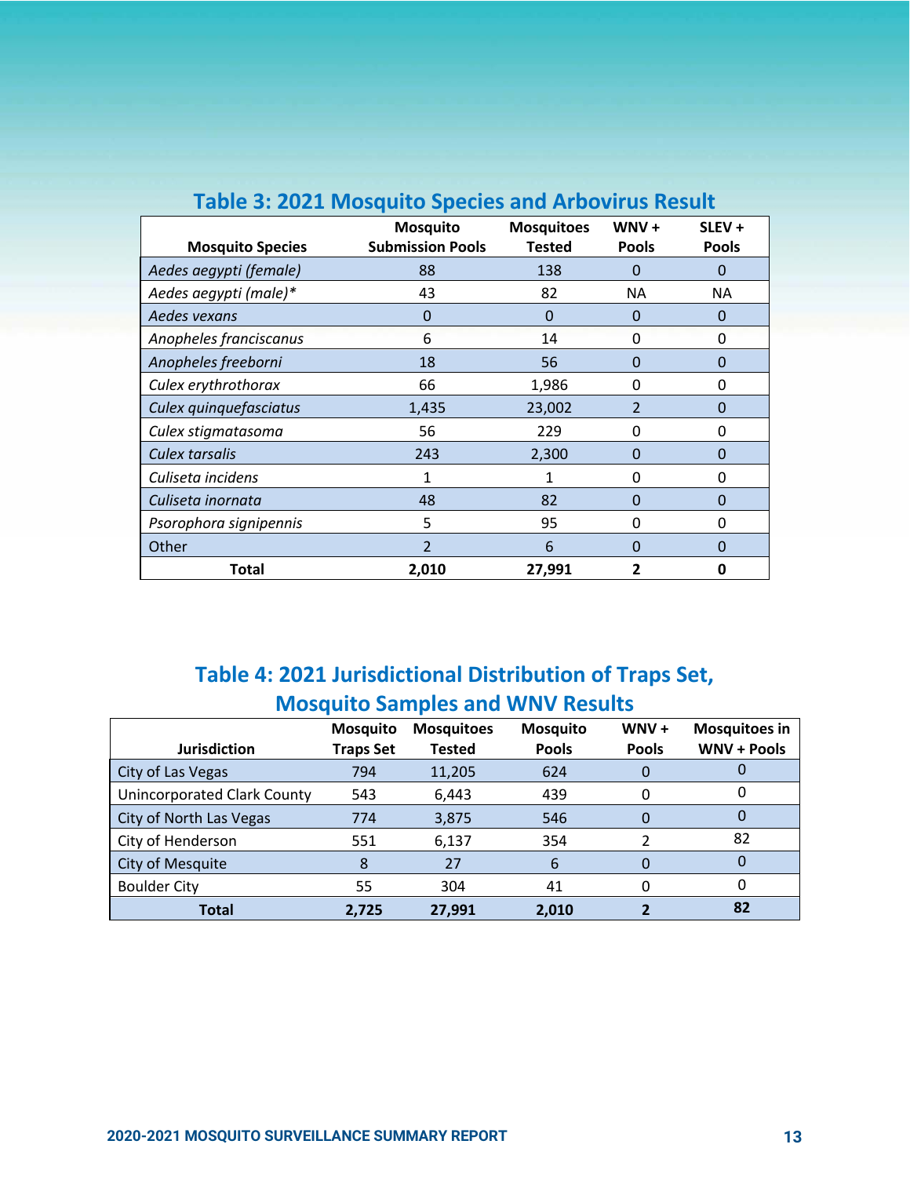## Table 3: 2021 Mosquito Species and Arbovirus Result

| Mosquito Species | Mosquito Submission Pools | Mosquitoes Tested | WNV + Pools | SLEV + Pools |
|---|---|---|---|---|
| *Aedes aegypti (female)* | 88 | 138 | 0 | 0 |
| *Aedes aegypti (male)** | 43 | 82 | NA | NA |
| *Aedes vexans* | 0 | 0 | 0 | 0 |
| *Anopheles franciscanus* | 6 | 14 | 0 | 0 |
| *Anopheles freeborni* | 18 | 56 | 0 | 0 |
| *Culex erythrothorax* | 66 | 1,986 | 0 | 0 |
| *Culex quinquefasciatus* | 1,435 | 23,002 | 2 | 0 |
| *Culex stigmatasoma* | 56 | 229 | 0 | 0 |
| *Culex tarsalis* | 243 | 2,300 | 0 | 0 |
| *Culiseta incidens* | 1 | 1 | 0 | 0 |
| *Culiseta inornata* | 48 | 82 | 0 | 0 |
| *Psorophora signipennis* | 5 | 95 | 0 | 0 |
| Other | 2 | 6 | 0 | 0 |
| **Total** | **2,010** | **27,991** | **2** | **0** |

## Table 4: 2021 Jurisdictional Distribution of Traps Set, Mosquito Samples and WNV Results

| Jurisdiction | Mosquito Traps Set | Mosquitoes Tested | Mosquito Pools | WNV + Pools | Mosquitoes in WNV + Pools |
|---|---|---|---|---|---|
| City of Las Vegas | 794 | 11,205 | 624 | 0 | 0 |
| Unincorporated Clark County | 543 | 6,443 | 439 | 0 | 0 |
| City of North Las Vegas | 774 | 3,875 | 546 | 0 | 0 |
| City of Henderson | 551 | 6,137 | 354 | 2 | 82 |
| City of Mesquite | 8 | 27 | 6 | 0 | 0 |
| Boulder City | 55 | 304 | 41 | 0 | 0 |
| **Total** | **2,725** | **27,991** | **2,010** | **2** | **82** |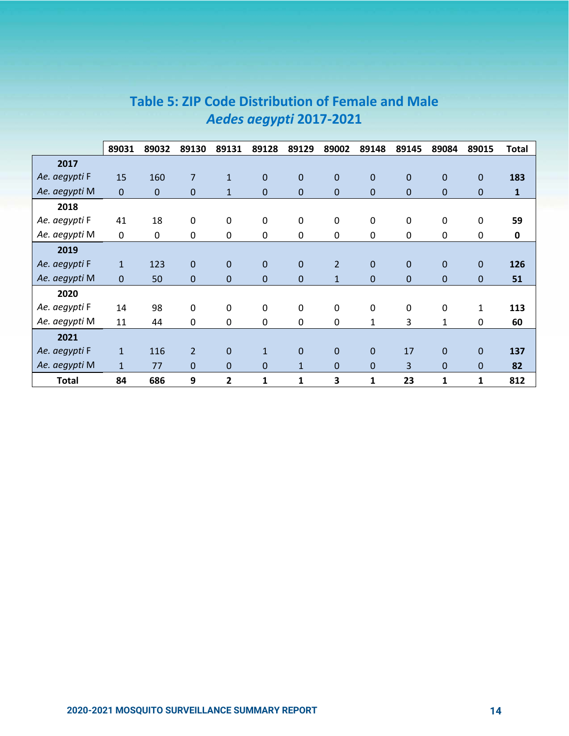## Table 5: ZIP Code Distribution of Female and Male *Aedes aegypti* 2017-2021

| | 89031 | 89032 | 89130 | 89131 | 89128 | 89129 | 89002 | 89148 | 89145 | 89084 | 89015 | Total |
|---|---|---|---|---|---|---|---|---|---|---|---|---|
| **2017** | | | | | | | | | | | | |
| *Ae. aegypti* F | 15 | 160 | 7 | 1 | 0 | 0 | 0 | 0 | 0 | 0 | 0 | **183** |
| *Ae. aegypti* M | 0 | 0 | 0 | 1 | 0 | 0 | 0 | 0 | 0 | 0 | 0 | **1** |
| **2018** | | | | | | | | | | | | |
| *Ae. aegypti* F | 41 | 18 | 0 | 0 | 0 | 0 | 0 | 0 | 0 | 0 | 0 | **59** |
| *Ae. aegypti* M | 0 | 0 | 0 | 0 | 0 | 0 | 0 | 0 | 0 | 0 | 0 | **0** |
| **2019** | | | | | | | | | | | | |
| *Ae. aegypti* F | 1 | 123 | 0 | 0 | 0 | 0 | 2 | 0 | 0 | 0 | 0 | **126** |
| *Ae. aegypti* M | 0 | 50 | 0 | 0 | 0 | 0 | 1 | 0 | 0 | 0 | 0 | **51** |
| **2020** | | | | | | | | | | | | |
| *Ae. aegypti* F | 14 | 98 | 0 | 0 | 0 | 0 | 0 | 0 | 0 | 0 | 1 | **113** |
| *Ae. aegypti* M | 11 | 44 | 0 | 0 | 0 | 0 | 0 | 1 | 3 | 1 | 0 | **60** |
| **2021** | | | | | | | | | | | | |
| *Ae. aegypti* F | 1 | 116 | 2 | 0 | 1 | 0 | 0 | 0 | 17 | 0 | 0 | **137** |
| *Ae. aegypti* M | 1 | 77 | 0 | 0 | 0 | 1 | 0 | 0 | 3 | 0 | 0 | **82** |
| **Total** | **84** | **686** | **9** | **2** | **1** | **1** | **3** | **1** | **23** | **1** | **1** | **812** |